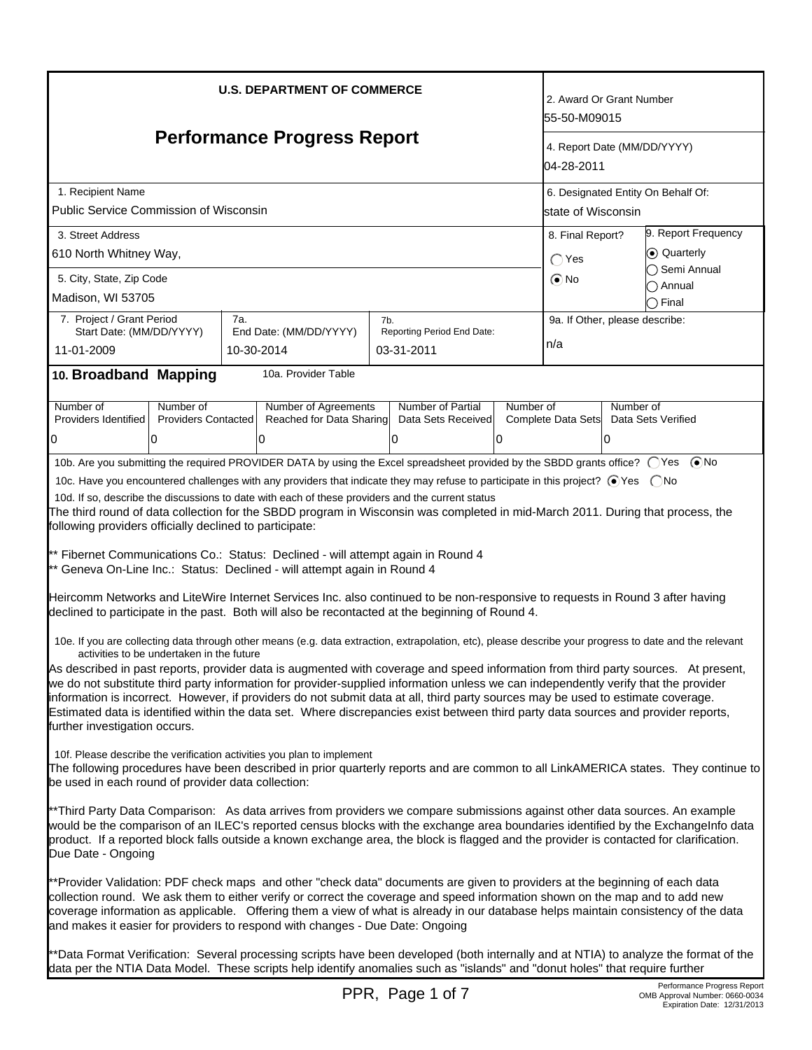# U.S. DEPARTMENT OF COMMERCE

## Performance Progress Report

| | |
|---|---|
| 2. Award Or Grant Number | 55-50-M09015 |
| 4. Report Date (MM/DD/YYYY) | 04-28-2011 |
| 1. Recipient Name | Public Service Commission of Wisconsin |
| 6. Designated Entity On Behalf Of: | state of Wisconsin |
| 3. Street Address | 610 North Whitney Way, |
| 5. City, State, Zip Code | Madison, WI 53705 |
| 8. Final Report? | ◯ Yes ⦿ No |
| 9. Report Frequency | ⦿ Quarterly ◯ Semi Annual ◯ Annual ◯ Final |
| 7. Project / Grant Period Start Date: (MM/DD/YYYY) | 11-01-2009 |
| 7a. End Date: (MM/DD/YYYY) | 10-30-2014 |
| 7b. Reporting Period End Date: | 03-31-2011 |
| 9a. If Other, please describe: | n/a |

## 10. Broadband Mapping

10a. Provider Table

| Number of Providers Identified | Number of Providers Contacted | Number of Agreements Reached for Data Sharing | Number of Partial Data Sets Received | Number of Complete Data Sets | Number of Data Sets Verified |
|---|---|---|---|---|---|
| 0 | 0 | 0 | 0 | 0 | 0 |

10b. Are you submitting the required PROVIDER DATA by using the Excel spreadsheet provided by the SBDD grants office? ◯ Yes ⦿ No

10c. Have you encountered challenges with any providers that indicate they may refuse to participate in this project? ⦿ Yes ◯ No

10d. If so, describe the discussions to date with each of these providers and the current status

The third round of data collection for the SBDD program in Wisconsin was completed in mid-March 2011. During that process, the following providers officially declined to participate:

** Fibernet Communications Co.: Status: Declined - will attempt again in Round 4
** Geneva On-Line Inc.: Status: Declined - will attempt again in Round 4

Heircomm Networks and LiteWire Internet Services Inc. also continued to be non-responsive to requests in Round 3 after having declined to participate in the past. Both will also be recontacted at the beginning of Round 4.

10e. If you are collecting data through other means (e.g. data extraction, extrapolation, etc), please describe your progress to date and the relevant activities to be undertaken in the future

As described in past reports, provider data is augmented with coverage and speed information from third party sources. At present, we do not substitute third party information for provider-supplied information unless we can independently verify that the provider information is incorrect. However, if providers do not submit data at all, third party sources may be used to estimate coverage. Estimated data is identified within the data set. Where discrepancies exist between third party data sources and provider reports, further investigation occurs.

10f. Please describe the verification activities you plan to implement

The following procedures have been described in prior quarterly reports and are common to all LinkAMERICA states. They continue to be used in each round of provider data collection:

**Third Party Data Comparison: As data arrives from providers we compare submissions against other data sources. An example would be the comparison of an ILEC's reported census blocks with the exchange area boundaries identified by the ExchangeInfo data product. If a reported block falls outside a known exchange area, the block is flagged and the provider is contacted for clarification. Due Date - Ongoing

**Provider Validation: PDF check maps and other "check data" documents are given to providers at the beginning of each data collection round. We ask them to either verify or correct the coverage and speed information shown on the map and to add new coverage information as applicable. Offering them a view of what is already in our database helps maintain consistency of the data and makes it easier for providers to respond with changes - Due Date: Ongoing

**Data Format Verification: Several processing scripts have been developed (both internally and at NTIA) to analyze the format of the data per the NTIA Data Model. These scripts help identify anomalies such as "islands" and "donut holes" that require further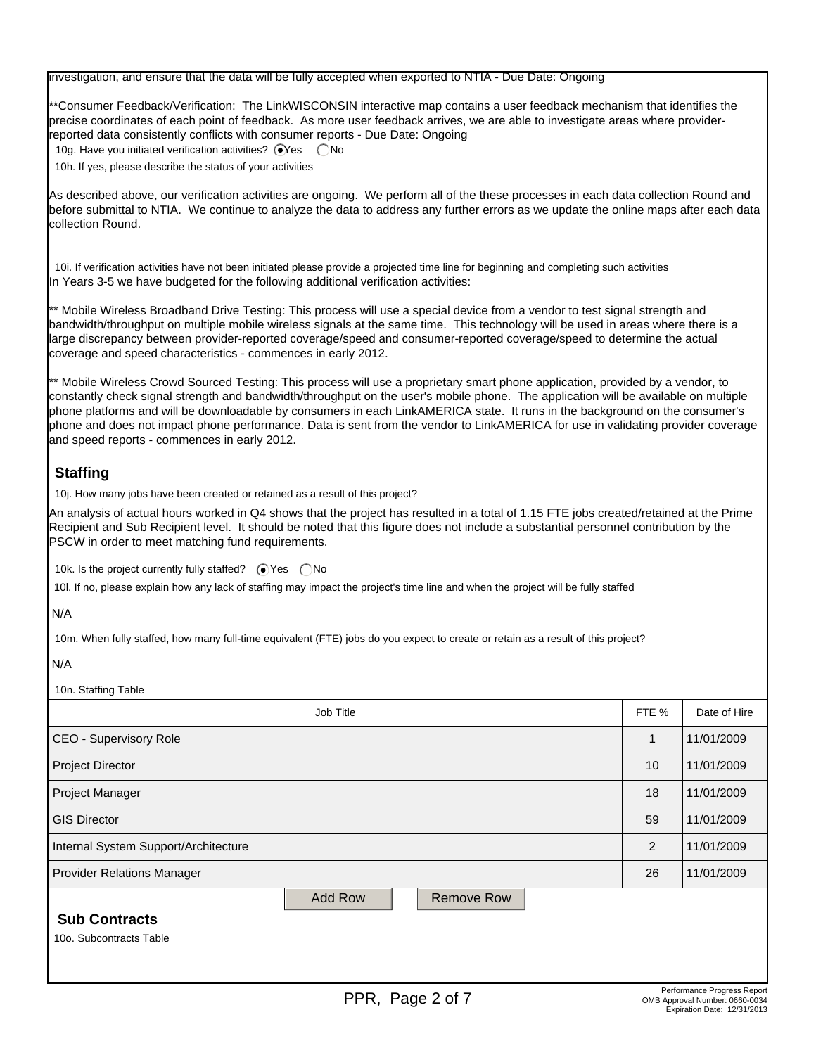investigation, and ensure that the data will be fully accepted when exported to NTIA - Due Date: Ongoing

**Consumer Feedback/Verification: The LinkWISCONSIN interactive map contains a user feedback mechanism that identifies the precise coordinates of each point of feedback. As more user feedback arrives, we are able to investigate areas where provider-reported data consistently conflicts with consumer reports - Due Date: Ongoing

10g. Have you initiated verification activities? (•) Yes ( ) No

10h. If yes, please describe the status of your activities

As described above, our verification activities are ongoing. We perform all of the these processes in each data collection Round and before submittal to NTIA. We continue to analyze the data to address any further errors as we update the online maps after each data collection Round.

10i. If verification activities have not been initiated please provide a projected time line for beginning and completing such activities

In Years 3-5 we have budgeted for the following additional verification activities:

** Mobile Wireless Broadband Drive Testing: This process will use a special device from a vendor to test signal strength and bandwidth/throughput on multiple mobile wireless signals at the same time. This technology will be used in areas where there is a large discrepancy between provider-reported coverage/speed and consumer-reported coverage/speed to determine the actual coverage and speed characteristics - commences in early 2012.

** Mobile Wireless Crowd Sourced Testing: This process will use a proprietary smart phone application, provided by a vendor, to constantly check signal strength and bandwidth/throughput on the user's mobile phone. The application will be available on multiple phone platforms and will be downloadable by consumers in each LinkAMERICA state. It runs in the background on the consumer's phone and does not impact phone performance. Data is sent from the vendor to LinkAMERICA for use in validating provider coverage and speed reports - commences in early 2012.

## Staffing

10j. How many jobs have been created or retained as a result of this project?

An analysis of actual hours worked in Q4 shows that the project has resulted in a total of 1.15 FTE jobs created/retained at the Prime Recipient and Sub Recipient level. It should be noted that this figure does not include a substantial personnel contribution by the PSCW in order to meet matching fund requirements.

10k. Is the project currently fully staffed? (•) Yes ( ) No

10l. If no, please explain how any lack of staffing may impact the project's time line and when the project will be fully staffed

N/A

10m. When fully staffed, how many full-time equivalent (FTE) jobs do you expect to create or retain as a result of this project?

N/A

10n. Staffing Table

| Job Title | FTE % | Date of Hire |
|---|---|---|
| CEO - Supervisory Role | 1 | 11/01/2009 |
| Project Director | 10 | 11/01/2009 |
| Project Manager | 18 | 11/01/2009 |
| GIS Director | 59 | 11/01/2009 |
| Internal System Support/Architecture | 2 | 11/01/2009 |
| Provider Relations Manager | 26 | 11/01/2009 |

## Sub Contracts

10o. Subcontracts Table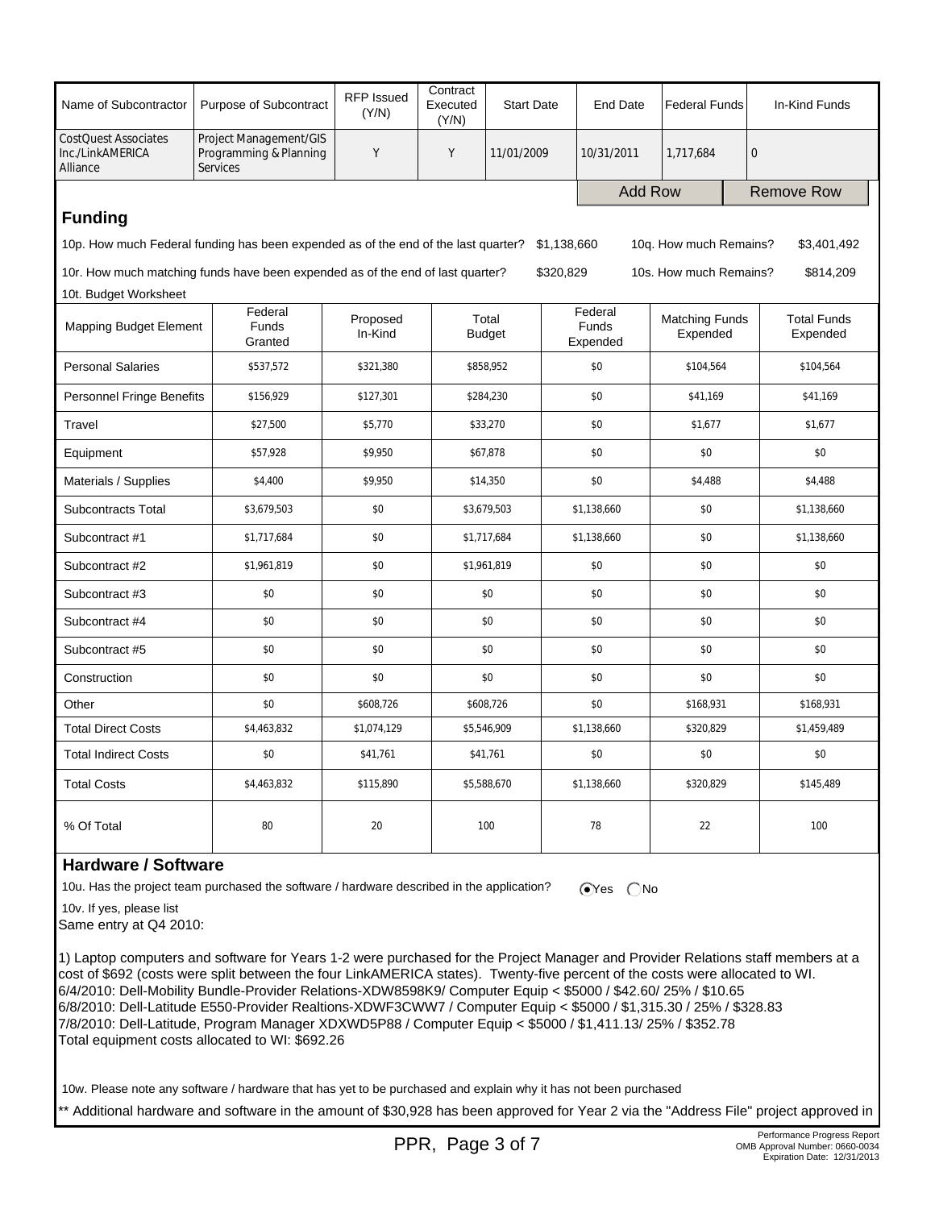| Name of Subcontractor | Purpose of Subcontract | RFP Issued (Y/N) | Contract Executed (Y/N) | Start Date | End Date | Federal Funds | In-Kind Funds |
|---|---|---|---|---|---|---|---|
| CostQuest Associates Inc./LinkAMERICA Alliance | Project Management/GIS Programming & Planning Services | Y | Y | 11/01/2009 | 10/31/2011 | 1,717,684 | 0 |

Add Row | Remove Row

## Funding

10p. How much Federal funding has been expended as of the end of the last quarter? $1,138,660 10q. How much Remains? $3,401,492

10r. How much matching funds have been expended as of the end of last quarter? $320,829 10s. How much Remains? $814,209

10t. Budget Worksheet

| Mapping Budget Element | Federal Funds Granted | Proposed In-Kind | Total Budget | Federal Funds Expended | Matching Funds Expended | Total Funds Expended |
|---|---|---|---|---|---|---|
| Personal Salaries | $537,572 | $321,380 | $858,952 | $0 | $104,564 | $104,564 |
| Personnel Fringe Benefits | $156,929 | $127,301 | $284,230 | $0 | $41,169 | $41,169 |
| Travel | $27,500 | $5,770 | $33,270 | $0 | $1,677 | $1,677 |
| Equipment | $57,928 | $9,950 | $67,878 | $0 | $0 | $0 |
| Materials / Supplies | $4,400 | $9,950 | $14,350 | $0 | $4,488 | $4,488 |
| Subcontracts Total | $3,679,503 | $0 | $3,679,503 | $1,138,660 | $0 | $1,138,660 |
| Subcontract #1 | $1,717,684 | $0 | $1,717,684 | $1,138,660 | $0 | $1,138,660 |
| Subcontract #2 | $1,961,819 | $0 | $1,961,819 | $0 | $0 | $0 |
| Subcontract #3 | $0 | $0 | $0 | $0 | $0 | $0 |
| Subcontract #4 | $0 | $0 | $0 | $0 | $0 | $0 |
| Subcontract #5 | $0 | $0 | $0 | $0 | $0 | $0 |
| Construction | $0 | $0 | $0 | $0 | $0 | $0 |
| Other | $0 | $608,726 | $608,726 | $0 | $168,931 | $168,931 |
| Total Direct Costs | $4,463,832 | $1,074,129 | $5,546,909 | $1,138,660 | $320,829 | $1,459,489 |
| Total Indirect Costs | $0 | $41,761 | $41,761 | $0 | $0 | $0 |
| Total Costs | $4,463,832 | $115,890 | $5,588,670 | $1,138,660 | $320,829 | $145,489 |
| % Of Total | 80 | 20 | 100 | 78 | 22 | 100 |

## Hardware / Software

10u. Has the project team purchased the software / hardware described in the application? (•) Yes ( ) No

10v. If yes, please list

Same entry at Q4 2010:

1) Laptop computers and software for Years 1-2 were purchased for the Project Manager and Provider Relations staff members at a cost of $692 (costs were split between the four LinkAMERICA states). Twenty-five percent of the costs were allocated to WI.
6/4/2010: Dell-Mobility Bundle-Provider Relations-XDW8598K9/ Computer Equip < $5000 / $42.60/ 25% / $10.65
6/8/2010: Dell-Latitude E550-Provider Realtions-XDWF3CWW7 / Computer Equip < $5000 / $1,315.30 / 25% / $328.83
7/8/2010: Dell-Latitude, Program Manager XDXWD5P88 / Computer Equip < $5000 / $1,411.13/ 25% / $352.78
Total equipment costs allocated to WI: $692.26

10w. Please note any software / hardware that has yet to be purchased and explain why it has not been purchased

** Additional hardware and software in the amount of $30,928 has been approved for Year 2 via the "Address File" project approved in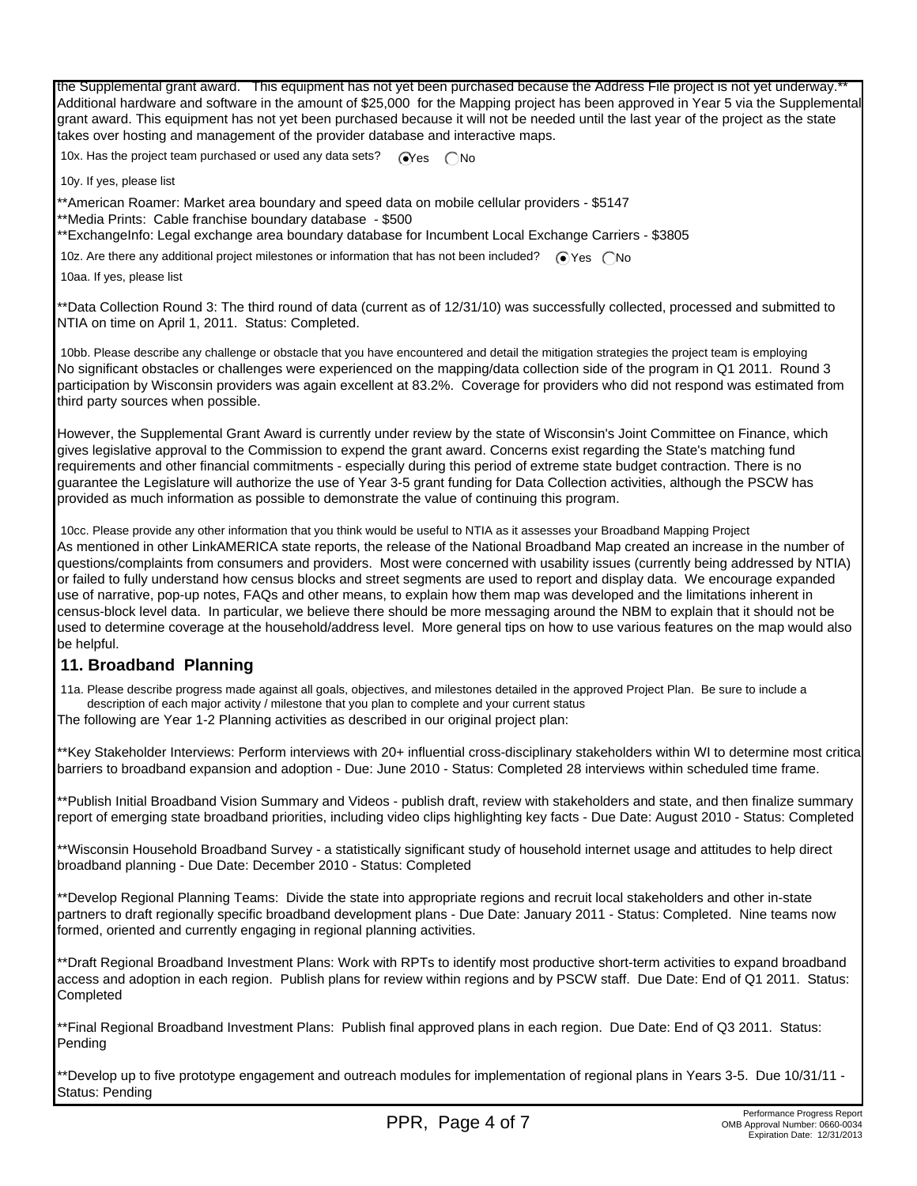the Supplemental grant award. This equipment has not yet been purchased because the Address File project is not yet underway.**
Additional hardware and software in the amount of $25,000 for the Mapping project has been approved in Year 5 via the Supplemental grant award. This equipment has not yet been purchased because it will not be needed until the last year of the project as the state takes over hosting and management of the provider database and interactive maps.

10x. Has the project team purchased or used any data sets? (●) Yes ( ) No

10y. If yes, please list

**American Roamer: Market area boundary and speed data on mobile cellular providers - $5147
**Media Prints: Cable franchise boundary database - $500
**ExchangeInfo: Legal exchange area boundary database for Incumbent Local Exchange Carriers - $3805

10z. Are there any additional project milestones or information that has not been included? (●) Yes ( ) No

10aa. If yes, please list

**Data Collection Round 3: The third round of data (current as of 12/31/10) was successfully collected, processed and submitted to NTIA on time on April 1, 2011. Status: Completed.

10bb. Please describe any challenge or obstacle that you have encountered and detail the mitigation strategies the project team is employing

No significant obstacles or challenges were experienced on the mapping/data collection side of the program in Q1 2011. Round 3 participation by Wisconsin providers was again excellent at 83.2%. Coverage for providers who did not respond was estimated from third party sources when possible.

However, the Supplemental Grant Award is currently under review by the state of Wisconsin's Joint Committee on Finance, which gives legislative approval to the Commission to expend the grant award. Concerns exist regarding the State's matching fund requirements and other financial commitments - especially during this period of extreme state budget contraction. There is no guarantee the Legislature will authorize the use of Year 3-5 grant funding for Data Collection activities, although the PSCW has provided as much information as possible to demonstrate the value of continuing this program.

10cc. Please provide any other information that you think would be useful to NTIA as it assesses your Broadband Mapping Project

As mentioned in other LinkAMERICA state reports, the release of the National Broadband Map created an increase in the number of questions/complaints from consumers and providers. Most were concerned with usability issues (currently being addressed by NTIA) or failed to fully understand how census blocks and street segments are used to report and display data. We encourage expanded use of narrative, pop-up notes, FAQs and other means, to explain how them map was developed and the limitations inherent in census-block level data. In particular, we believe there should be more messaging around the NBM to explain that it should not be used to determine coverage at the household/address level. More general tips on how to use various features on the map would also be helpful.

## 11. Broadband Planning

11a. Please describe progress made against all goals, objectives, and milestones detailed in the approved Project Plan. Be sure to include a description of each major activity / milestone that you plan to complete and your current status

The following are Year 1-2 Planning activities as described in our original project plan:

**Key Stakeholder Interviews: Perform interviews with 20+ influential cross-disciplinary stakeholders within WI to determine most critical barriers to broadband expansion and adoption - Due: June 2010 - Status: Completed 28 interviews within scheduled time frame.

**Publish Initial Broadband Vision Summary and Videos - publish draft, review with stakeholders and state, and then finalize summary report of emerging state broadband priorities, including video clips highlighting key facts - Due Date: August 2010 - Status: Completed

**Wisconsin Household Broadband Survey - a statistically significant study of household internet usage and attitudes to help direct broadband planning - Due Date: December 2010 - Status: Completed

**Develop Regional Planning Teams: Divide the state into appropriate regions and recruit local stakeholders and other in-state partners to draft regionally specific broadband development plans - Due Date: January 2011 - Status: Completed. Nine teams now formed, oriented and currently engaging in regional planning activities.

**Draft Regional Broadband Investment Plans: Work with RPTs to identify most productive short-term activities to expand broadband access and adoption in each region. Publish plans for review within regions and by PSCW staff. Due Date: End of Q1 2011. Status: Completed

**Final Regional Broadband Investment Plans: Publish final approved plans in each region. Due Date: End of Q3 2011. Status: Pending

**Develop up to five prototype engagement and outreach modules for implementation of regional plans in Years 3-5. Due 10/31/11 - Status: Pending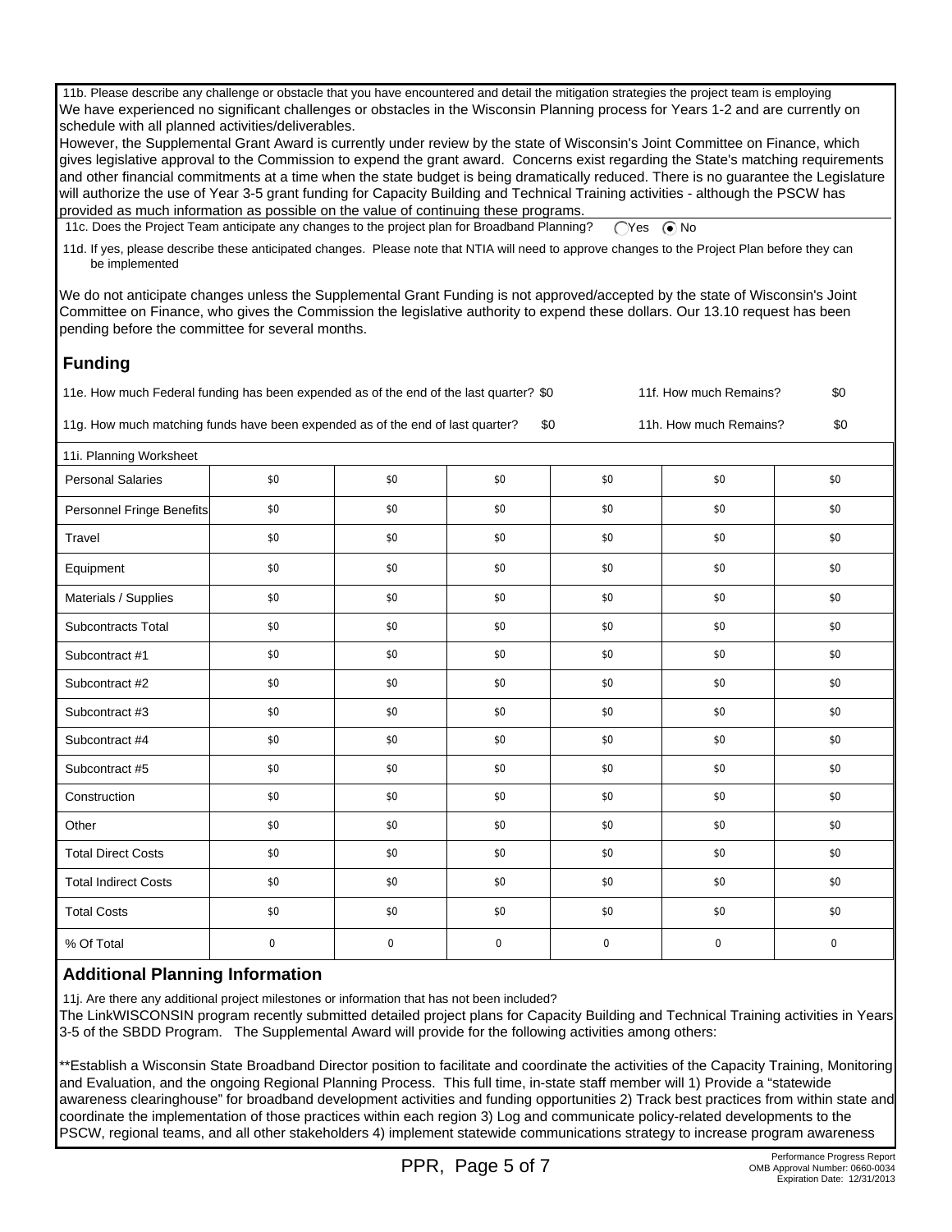11b. Please describe any challenge or obstacle that you have encountered and detail the mitigation strategies the project team is employing

We have experienced no significant challenges or obstacles in the Wisconsin Planning process for Years 1-2 and are currently on schedule with all planned activities/deliverables.

However, the Supplemental Grant Award is currently under review by the state of Wisconsin's Joint Committee on Finance, which gives legislative approval to the Commission to expend the grant award. Concerns exist regarding the State's matching requirements and other financial commitments at a time when the state budget is being dramatically reduced. There is no guarantee the Legislature will authorize the use of Year 3-5 grant funding for Capacity Building and Technical Training activities - although the PSCW has provided as much information as possible on the value of continuing these programs.

11c. Does the Project Team anticipate any changes to the project plan for Broadband Planning? ◯ Yes ◉ No

11d. If yes, please describe these anticipated changes. Please note that NTIA will need to approve changes to the Project Plan before they can be implemented

We do not anticipate changes unless the Supplemental Grant Funding is not approved/accepted by the state of Wisconsin's Joint Committee on Finance, who gives the Commission the legislative authority to expend these dollars. Our 13.10 request has been pending before the committee for several months.

## Funding

11e. How much Federal funding has been expended as of the end of the last quarter? $0 11f. How much Remains? $0

11g. How much matching funds have been expended as of the end of last quarter? $0 11h. How much Remains? $0

11i. Planning Worksheet

| | | | | | | |
|---|---|---|---|---|---|---|
| Personal Salaries | $0 | $0 | $0 | $0 | $0 | $0 |
| Personnel Fringe Benefits | $0 | $0 | $0 | $0 | $0 | $0 |
| Travel | $0 | $0 | $0 | $0 | $0 | $0 |
| Equipment | $0 | $0 | $0 | $0 | $0 | $0 |
| Materials / Supplies | $0 | $0 | $0 | $0 | $0 | $0 |
| Subcontracts Total | $0 | $0 | $0 | $0 | $0 | $0 |
| Subcontract #1 | $0 | $0 | $0 | $0 | $0 | $0 |
| Subcontract #2 | $0 | $0 | $0 | $0 | $0 | $0 |
| Subcontract #3 | $0 | $0 | $0 | $0 | $0 | $0 |
| Subcontract #4 | $0 | $0 | $0 | $0 | $0 | $0 |
| Subcontract #5 | $0 | $0 | $0 | $0 | $0 | $0 |
| Construction | $0 | $0 | $0 | $0 | $0 | $0 |
| Other | $0 | $0 | $0 | $0 | $0 | $0 |
| Total Direct Costs | $0 | $0 | $0 | $0 | $0 | $0 |
| Total Indirect Costs | $0 | $0 | $0 | $0 | $0 | $0 |
| Total Costs | $0 | $0 | $0 | $0 | $0 | $0 |
| % Of Total | 0 | 0 | 0 | 0 | 0 | 0 |

## Additional Planning Information

11j. Are there any additional project milestones or information that has not been included?

The LinkWISCONSIN program recently submitted detailed project plans for Capacity Building and Technical Training activities in Years 3-5 of the SBDD Program. The Supplemental Award will provide for the following activities among others:

**Establish a Wisconsin State Broadband Director position to facilitate and coordinate the activities of the Capacity Training, Monitoring and Evaluation, and the ongoing Regional Planning Process. This full time, in-state staff member will 1) Provide a "statewide awareness clearinghouse" for broadband development activities and funding opportunities 2) Track best practices from within state and coordinate the implementation of those practices within each region 3) Log and communicate policy-related developments to the PSCW, regional teams, and all other stakeholders 4) implement statewide communications strategy to increase program awareness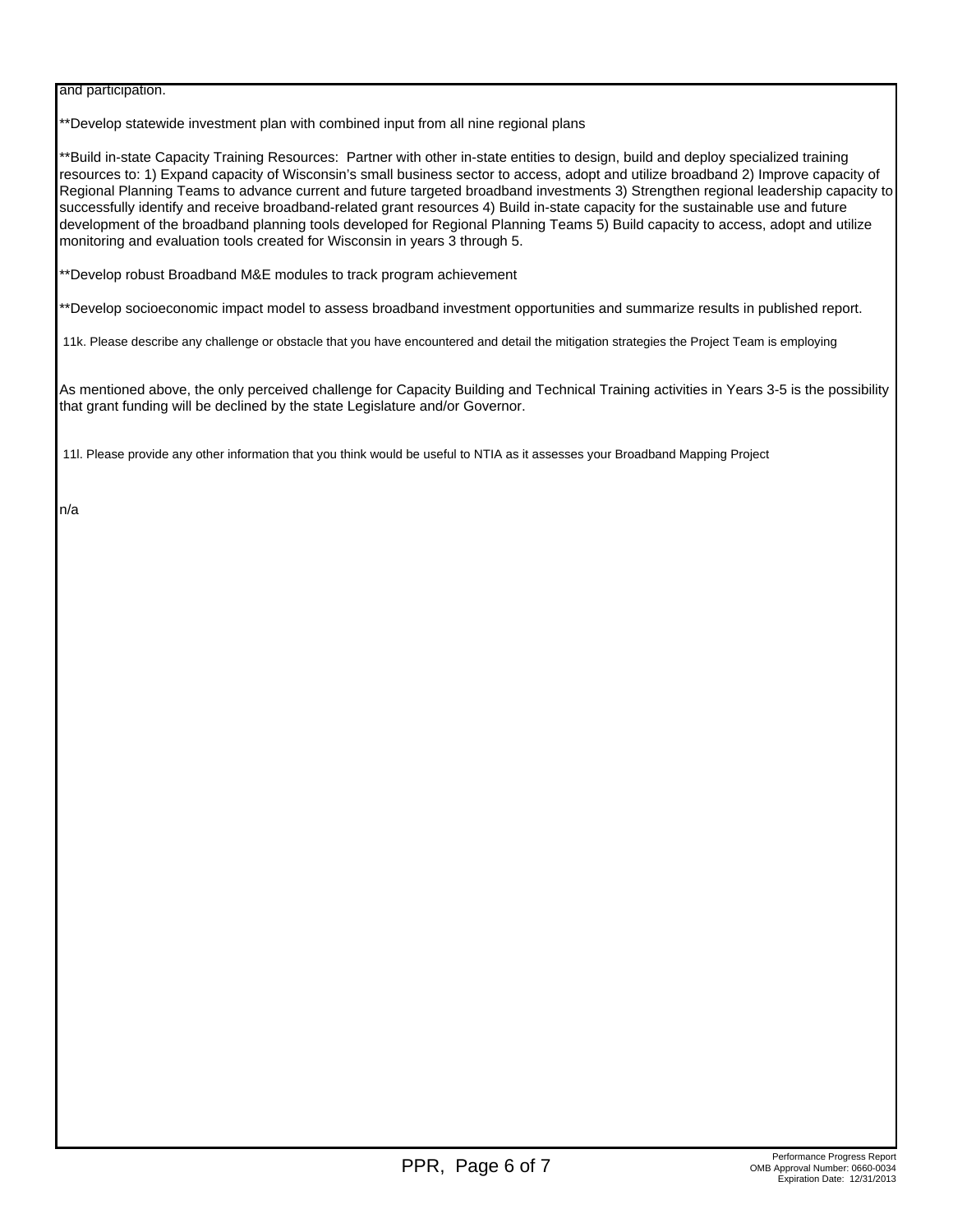and participation.

**Develop statewide investment plan with combined input from all nine regional plans

**Build in-state Capacity Training Resources: Partner with other in-state entities to design, build and deploy specialized training resources to: 1) Expand capacity of Wisconsin's small business sector to access, adopt and utilize broadband 2) Improve capacity of Regional Planning Teams to advance current and future targeted broadband investments 3) Strengthen regional leadership capacity to successfully identify and receive broadband-related grant resources 4) Build in-state capacity for the sustainable use and future development of the broadband planning tools developed for Regional Planning Teams 5) Build capacity to access, adopt and utilize monitoring and evaluation tools created for Wisconsin in years 3 through 5.

**Develop robust Broadband M&E modules to track program achievement

**Develop socioeconomic impact model to assess broadband investment opportunities and summarize results in published report.

11k. Please describe any challenge or obstacle that you have encountered and detail the mitigation strategies the Project Team is employing

As mentioned above, the only perceived challenge for Capacity Building and Technical Training activities in Years 3-5 is the possibility that grant funding will be declined by the state Legislature and/or Governor.

11l. Please provide any other information that you think would be useful to NTIA as it assesses your Broadband Mapping Project

n/a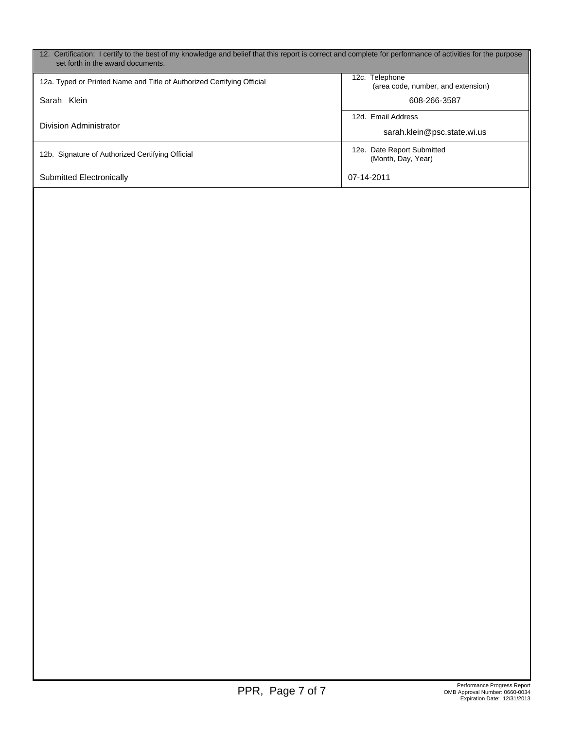**12. Certification: I certify to the best of my knowledge and belief that this report is correct and complete for performance of activities for the purpose set forth in the award documents.**

| | |
|---|---|
| 12a. Typed or Printed Name and Title of Authorized Certifying Official<br><br>Sarah Klein<br><br>Division Administrator | 12c. Telephone (area code, number, and extension)<br><br>608-266-3587 |
| | 12d. Email Address<br><br>sarah.klein@psc.state.wi.us |
| 12b. Signature of Authorized Certifying Official<br><br>Submitted Electronically | 12e. Date Report Submitted (Month, Day, Year)<br><br>07-14-2011 |

Performance Progress Report
OMB Approval Number: 0660-0034
Expiration Date: 12/31/2013